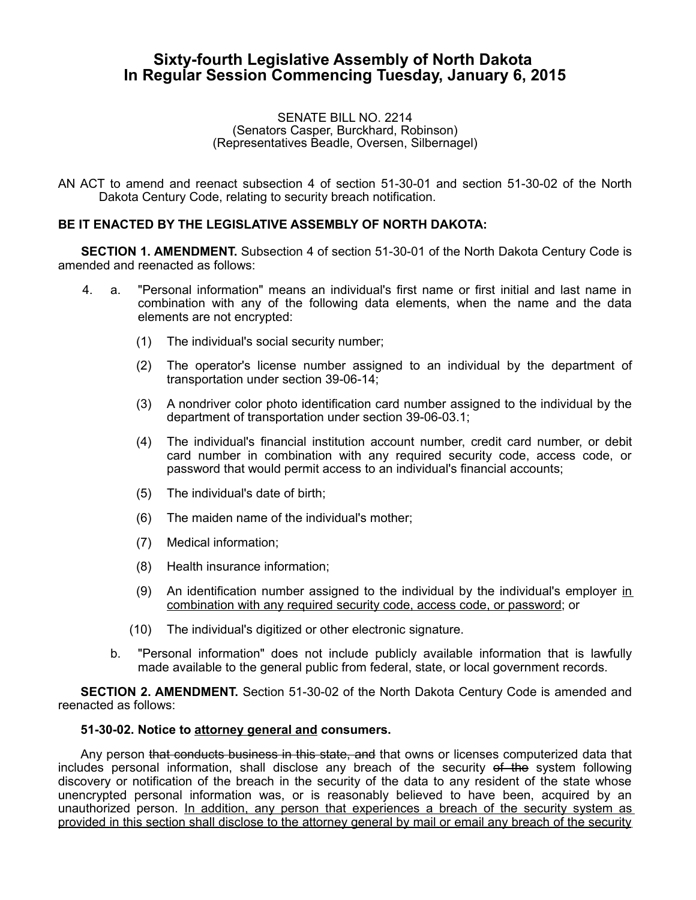# Sixty-fourth Legislative Assembly of North Dakota
# In Regular Session Commencing Tuesday, January 6, 2015

SENATE BILL NO. 2214
(Senators Casper, Burckhard, Robinson)
(Representatives Beadle, Oversen, Silbernagel)

AN ACT to amend and reenact subsection 4 of section 51-30-01 and section 51-30-02 of the North Dakota Century Code, relating to security breach notification.

**BE IT ENACTED BY THE LEGISLATIVE ASSEMBLY OF NORTH DAKOTA:**

**SECTION 1. AMENDMENT.** Subsection 4 of section 51-30-01 of the North Dakota Century Code is amended and reenacted as follows:

4. a. "Personal information" means an individual's first name or first initial and last name in combination with any of the following data elements, when the name and the data elements are not encrypted:

   (1) The individual's social security number;

   (2) The operator's license number assigned to an individual by the department of transportation under section 39-06-14;

   (3) A nondriver color photo identification card number assigned to the individual by the department of transportation under section 39-06-03.1;

   (4) The individual's financial institution account number, credit card number, or debit card number in combination with any required security code, access code, or password that would permit access to an individual's financial accounts;

   (5) The individual's date of birth;

   (6) The maiden name of the individual's mother;

   (7) Medical information;

   (8) Health insurance information;

   (9) An identification number assigned to the individual by the individual's employer <u>in combination with any required security code, access code, or password</u>; or

   (10) The individual's digitized or other electronic signature.

   b. "Personal information" does not include publicly available information that is lawfully made available to the general public from federal, state, or local government records.

**SECTION 2. AMENDMENT.** Section 51-30-02 of the North Dakota Century Code is amended and reenacted as follows:

**51-30-02. Notice to <u>attorney general and</u> consumers.**

Any person ~~that conducts business in this state, and~~ that owns or licenses computerized data that includes personal information, shall disclose any breach of the security ~~of the~~ system following discovery or notification of the breach in the security of the data to any resident of the state whose unencrypted personal information was, or is reasonably believed to have been, acquired by an unauthorized person. <u>In addition, any person that experiences a breach of the security system as provided in this section shall disclose to the attorney general by mail or email any breach of the security</u>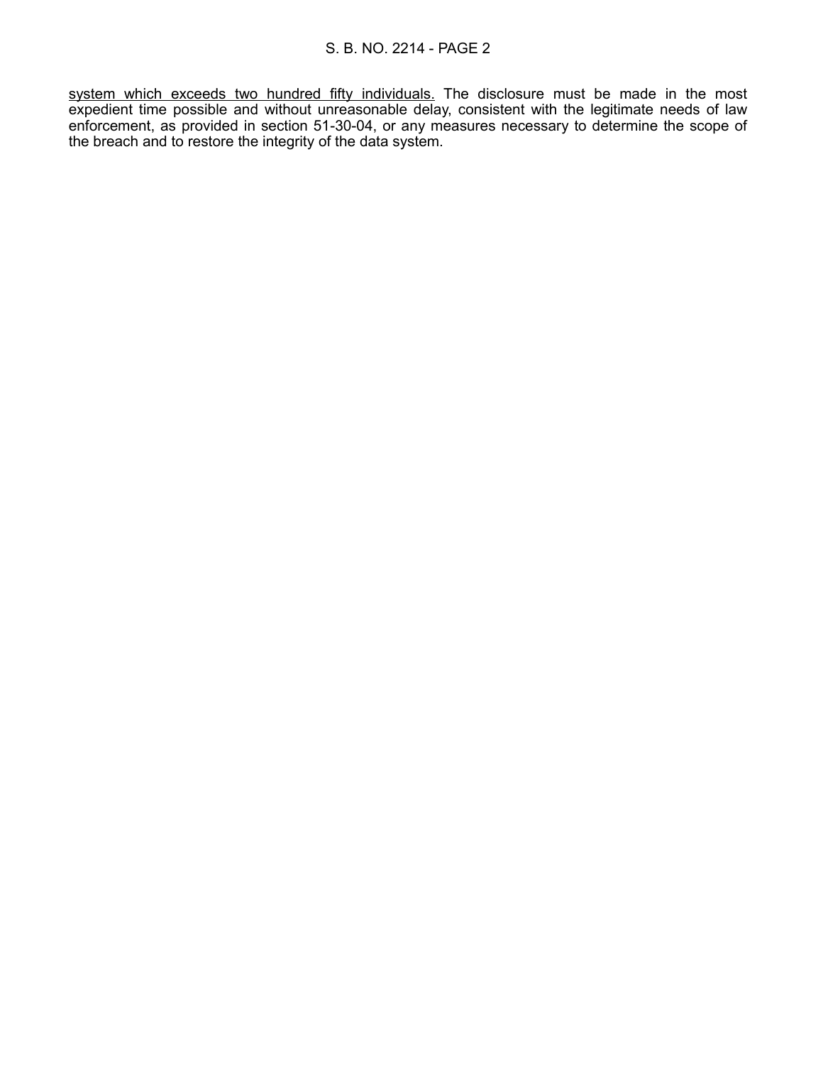<u>system which exceeds two hundred fifty individuals.</u> The disclosure must be made in the most expedient time possible and without unreasonable delay, consistent with the legitimate needs of law enforcement, as provided in section 51-30-04, or any measures necessary to determine the scope of the breach and to restore the integrity of the data system.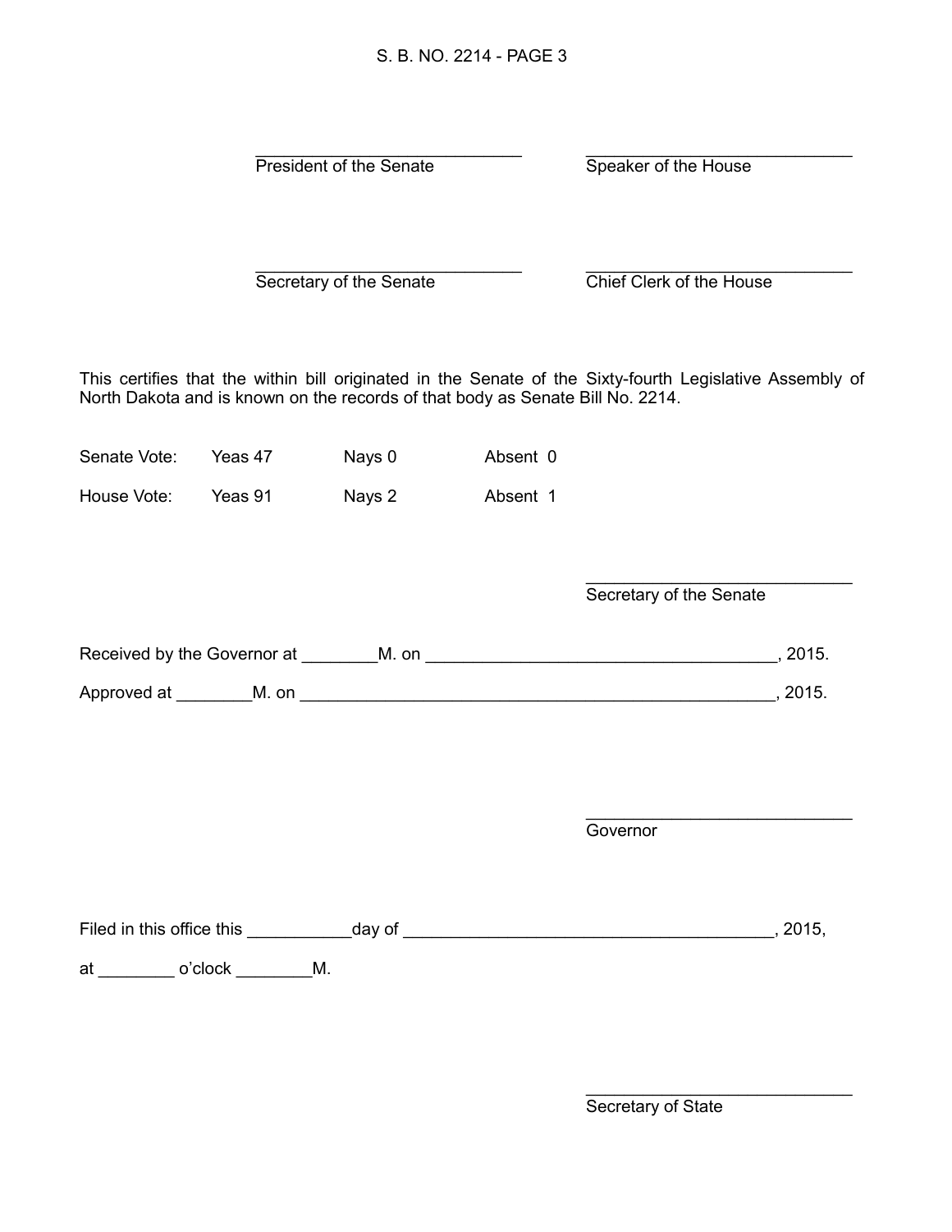\_\_\_\_\_\_\_\_\_\_\_\_\_\_\_\_\_\_\_\_\_\_\_\_\_\_\_\_\_\_
President of the Senate

\_\_\_\_\_\_\_\_\_\_\_\_\_\_\_\_\_\_\_\_\_\_\_\_\_\_\_\_\_\_
Speaker of the House

\_\_\_\_\_\_\_\_\_\_\_\_\_\_\_\_\_\_\_\_\_\_\_\_\_\_\_\_\_\_
Secretary of the Senate

\_\_\_\_\_\_\_\_\_\_\_\_\_\_\_\_\_\_\_\_\_\_\_\_\_\_\_\_\_\_
Chief Clerk of the House

This certifies that the within bill originated in the Senate of the Sixty-fourth Legislative Assembly of North Dakota and is known on the records of that body as Senate Bill No. 2214.

| | | | |
|---|---|---|---|
| Senate Vote: | Yeas 47 | Nays 0 | Absent 0 |
| House Vote: | Yeas 91 | Nays 2 | Absent 1 |

\_\_\_\_\_\_\_\_\_\_\_\_\_\_\_\_\_\_\_\_\_\_\_\_\_\_\_\_\_\_
Secretary of the Senate

Received by the Governor at \_\_\_\_\_\_\_\_M. on \_\_\_\_\_\_\_\_\_\_\_\_\_\_\_\_\_\_\_\_\_\_\_\_\_\_\_\_\_\_\_\_\_\_\_\_\_\_, 2015.

Approved at \_\_\_\_\_\_\_\_M. on \_\_\_\_\_\_\_\_\_\_\_\_\_\_\_\_\_\_\_\_\_\_\_\_\_\_\_\_\_\_\_\_\_\_\_\_\_\_\_\_\_\_\_\_\_\_\_\_\_\_\_\_\_, 2015.

\_\_\_\_\_\_\_\_\_\_\_\_\_\_\_\_\_\_\_\_\_\_\_\_\_\_\_\_\_\_
Governor

Filed in this office this \_\_\_\_\_\_\_\_\_\_\_day of \_\_\_\_\_\_\_\_\_\_\_\_\_\_\_\_\_\_\_\_\_\_\_\_\_\_\_\_\_\_\_\_\_\_\_\_\_\_\_\_, 2015,

at \_\_\_\_\_\_\_\_ o'clock \_\_\_\_\_\_\_\_M.

\_\_\_\_\_\_\_\_\_\_\_\_\_\_\_\_\_\_\_\_\_\_\_\_\_\_\_\_\_\_
Secretary of State